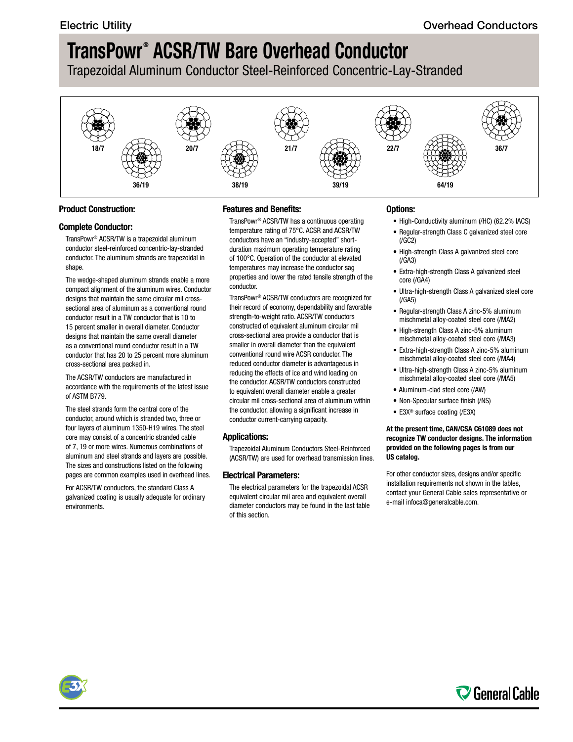# TransPowr® ACSR/TW Bare Overhead Conductor

Trapezoidal Aluminum Conductor Steel-Reinforced Concentric-Lay-Stranded

18/7 | 36/19 | 20/7 | 38/19 | 21/7 | 39/19 | 22/7 | 64/19 | 36/7

## Product Construction:

### Complete Conductor:

TransPowr® ACSR/TW is a trapezoidal aluminum conductor steel-reinforced concentric-lay-stranded conductor. The aluminum strands are trapezoidal in shape.

The wedge-shaped aluminum strands enable a more compact alignment of the aluminum wires. Conductor designs that maintain the same circular mil cross-sectional area of aluminum as a conventional round conductor result in a TW conductor that is 10 to 15 percent smaller in overall diameter. Conductor designs that maintain the same overall diameter as a conventional round conductor result in a TW conductor that has 20 to 25 percent more aluminum cross-sectional area packed in.

The ACSR/TW conductors are manufactured in accordance with the requirements of the latest issue of ASTM B779.

The steel strands form the central core of the conductor, around which is stranded two, three or four layers of aluminum 1350-H19 wires. The steel core may consist of a concentric stranded cable of 7, 19 or more wires. Numerous combinations of aluminum and steel strands and layers are possible. The sizes and constructions listed on the following pages are common examples used in overhead lines.

For ACSR/TW conductors, the standard Class A galvanized coating is usually adequate for ordinary environments.

## Features and Benefits:

TransPowr® ACSR/TW has a continuous operating temperature rating of 75°C. ACSR and ACSR/TW conductors have an "industry-accepted" short-duration maximum operating temperature rating of 100°C. Operation of the conductor at elevated temperatures may increase the conductor sag properties and lower the rated tensile strength of the conductor.

TransPowr® ACSR/TW conductors are recognized for their record of economy, dependability and favorable strength-to-weight ratio. ACSR/TW conductors constructed of equivalent aluminum circular mil cross-sectional area provide a conductor that is smaller in overall diameter than the equivalent conventional round wire ACSR conductor. The reduced conductor diameter is advantageous in reducing the effects of ice and wind loading on the conductor. ACSR/TW conductors constructed to equivalent overall diameter enable a greater circular mil cross-sectional area of aluminum within the conductor, allowing a significant increase in conductor current-carrying capacity.

## Applications:

Trapezoidal Aluminum Conductors Steel-Reinforced (ACSR/TW) are used for overhead transmission lines.

## Electrical Parameters:

The electrical parameters for the trapezoidal ACSR equivalent circular mil area and equivalent overall diameter conductors may be found in the last table of this section.

## Options:

- High-Conductivity aluminum (/HC) (62.2% IACS)
- Regular-strength Class C galvanized steel core (/GC2)
- High-strength Class A galvanized steel core (/GA3)
- Extra-high-strength Class A galvanized steel core (/GA4)
- Ultra-high-strength Class A galvanized steel core (/GA5)
- Regular-strength Class A zinc-5% aluminum mischmetal alloy-coated steel core (/MA2)
- High-strength Class A zinc-5% aluminum mischmetal alloy-coated steel core (/MA3)
- Extra-high-strength Class A zinc-5% aluminum mischmetal alloy-coated steel core (/MA4)
- Ultra-high-strength Class A zinc-5% aluminum mischmetal alloy-coated steel core (/MA5)
- Aluminum-clad steel core (/AW)
- Non-Specular surface finish (/NS)
- E3X® surface coating (/E3X)

**At the present time, CAN/CSA C61089 does not recognize TW conductor designs. The information provided on the following pages is from our US catalog.**

For other conductor sizes, designs and/or specific installation requirements not shown in the tables, contact your General Cable sales representative or e-mail infoca@generalcable.com.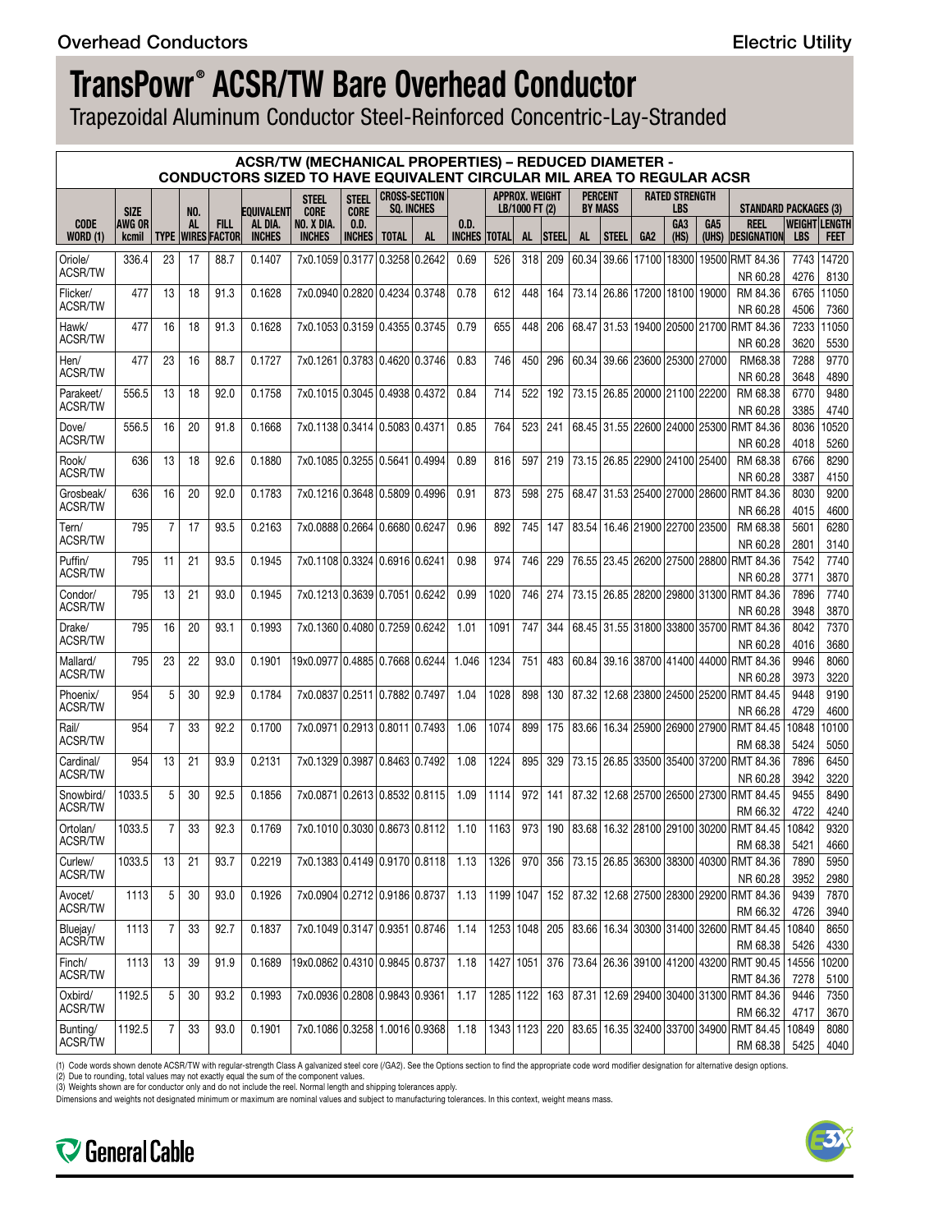# TransPowr® ACSR/TW Bare Overhead Conductor

Trapezoidal Aluminum Conductor Steel-Reinforced Concentric-Lay-Stranded

## ACSR/TW (MECHANICAL PROPERTIES) – REDUCED DIAMETER - CONDUCTORS SIZED TO HAVE EQUIVALENT CIRCULAR MIL AREA TO REGULAR ACSR

| CODE WORD (1) | SIZE AWG OR kcmil | TYPE | NO. AL WIRES | FILL FACTOR | EQUIVALENT AL DIA. INCHES | STEEL CORE NO. X DIA. INCHES | STEEL CORE O.D. INCHES | CROSS-SECTION SQ. INCHES TOTAL | CROSS-SECTION SQ. INCHES AL | O.D. INCHES | APPROX. WEIGHT LB/1000 FT (2) TOTAL | APPROX. WEIGHT LB/1000 FT (2) AL | APPROX. WEIGHT LB/1000 FT (2) STEEL | PERCENT BY MASS AL | PERCENT BY MASS STEEL | RATED STRENGTH LBS GA2 | RATED STRENGTH LBS GA3 (HS) | RATED STRENGTH LBS GA5 (UHS) | STANDARD PACKAGES (3) REEL DESIGNATION | STANDARD PACKAGES (3) WEIGHT LBS | STANDARD PACKAGES (3) LENGTH FEET |
|---|---|---|---|---|---|---|---|---|---|---|---|---|---|---|---|---|---|---|---|---|---|
| Oriole/ ACSR/TW | 336.4 | 23 | 17 | 88.7 | 0.1407 | 7x0.1059 | 0.3177 | 0.3258 | 0.2642 | 0.69 | 526 | 318 | 209 | 60.34 | 39.66 | 17100 | 18300 | 19500 | RMT 84.36 | 7743 | 14720 |
| | | | | | | | | | | | | | | | | | | | NR 60.28 | 4276 | 8130 |
| Flicker/ ACSR/TW | 477 | 13 | 18 | 91.3 | 0.1628 | 7x0.0940 | 0.2820 | 0.4234 | 0.3748 | 0.78 | 612 | 448 | 164 | 73.14 | 26.86 | 17200 | 18100 | 19000 | RM 84.36 | 6765 | 11050 |
| | | | | | | | | | | | | | | | | | | | NR 60.28 | 4506 | 7360 |
| Hawk/ ACSR/TW | 477 | 16 | 18 | 91.3 | 0.1628 | 7x0.1053 | 0.3159 | 0.4355 | 0.3745 | 0.79 | 655 | 448 | 206 | 68.47 | 31.53 | 19400 | 20500 | 21700 | RMT 84.36 | 7233 | 11050 |
| | | | | | | | | | | | | | | | | | | | NR 60.28 | 3620 | 5530 |
| Hen/ ACSR/TW | 477 | 23 | 16 | 88.7 | 0.1727 | 7x0.1261 | 0.3783 | 0.4620 | 0.3746 | 0.83 | 746 | 450 | 296 | 60.34 | 39.66 | 23600 | 25300 | 27000 | RM68.38 | 7288 | 9770 |
| | | | | | | | | | | | | | | | | | | | NR 60.28 | 3648 | 4890 |
| Parakeet/ ACSR/TW | 556.5 | 13 | 18 | 92.0 | 0.1758 | 7x0.1015 | 0.3045 | 0.4938 | 0.4372 | 0.84 | 714 | 522 | 192 | 73.15 | 26.85 | 20000 | 21100 | 22200 | RM 68.38 | 6770 | 9480 |
| | | | | | | | | | | | | | | | | | | | NR 60.28 | 3385 | 4740 |
| Dove/ ACSR/TW | 556.5 | 16 | 20 | 91.8 | 0.1668 | 7x0.1138 | 0.3414 | 0.5083 | 0.4371 | 0.85 | 764 | 523 | 241 | 68.45 | 31.55 | 22600 | 24000 | 25300 | RMT 84.36 | 8036 | 10520 |
| | | | | | | | | | | | | | | | | | | | NR 60.28 | 4018 | 5260 |
| Rook/ ACSR/TW | 636 | 13 | 18 | 92.6 | 0.1880 | 7x0.1085 | 0.3255 | 0.5641 | 0.4994 | 0.89 | 816 | 597 | 219 | 73.15 | 26.85 | 22900 | 24100 | 25400 | RM 68.38 | 6766 | 8290 |
| | | | | | | | | | | | | | | | | | | | NR 60.28 | 3387 | 4150 |
| Grosbeak/ ACSR/TW | 636 | 16 | 20 | 92.0 | 0.1783 | 7x0.1216 | 0.3648 | 0.5809 | 0.4996 | 0.91 | 873 | 598 | 275 | 68.47 | 31.53 | 25400 | 27000 | 28600 | RMT 84.36 | 8030 | 9200 |
| | | | | | | | | | | | | | | | | | | | NR 66.28 | 4015 | 4600 |
| Tern/ ACSR/TW | 795 | 7 | 17 | 93.5 | 0.2163 | 7x0.0888 | 0.2664 | 0.6680 | 0.6247 | 0.96 | 892 | 745 | 147 | 83.54 | 16.46 | 21900 | 22700 | 23500 | RM 68.38 | 5601 | 6280 |
| | | | | | | | | | | | | | | | | | | | NR 60.28 | 2801 | 3140 |
| Puffin/ ACSR/TW | 795 | 11 | 21 | 93.5 | 0.1945 | 7x0.1108 | 0.3324 | 0.6916 | 0.6241 | 0.98 | 974 | 746 | 229 | 76.55 | 23.45 | 26200 | 27500 | 28800 | RMT 84.36 | 7542 | 7740 |
| | | | | | | | | | | | | | | | | | | | NR 60.28 | 3771 | 3870 |
| Condor/ ACSR/TW | 795 | 13 | 21 | 93.0 | 0.1945 | 7x0.1213 | 0.3639 | 0.7051 | 0.6242 | 0.99 | 1020 | 746 | 274 | 73.15 | 26.85 | 28200 | 29800 | 31300 | RMT 84.36 | 7896 | 7740 |
| | | | | | | | | | | | | | | | | | | | NR 60.28 | 3948 | 3870 |
| Drake/ ACSR/TW | 795 | 16 | 20 | 93.1 | 0.1993 | 7x0.1360 | 0.4080 | 0.7259 | 0.6242 | 1.01 | 1091 | 747 | 344 | 68.45 | 31.55 | 31800 | 33800 | 35700 | RMT 84.36 | 8042 | 7370 |
| | | | | | | | | | | | | | | | | | | | NR 60.28 | 4016 | 3680 |
| Mallard/ ACSR/TW | 795 | 23 | 22 | 93.0 | 0.1901 | 19x0.0977 | 0.4885 | 0.7668 | 0.6244 | 1.046 | 1234 | 751 | 483 | 60.84 | 39.16 | 38700 | 41400 | 44000 | RMT 84.36 | 9946 | 8060 |
| | | | | | | | | | | | | | | | | | | | NR 60.28 | 3973 | 3220 |
| Phoenix/ ACSR/TW | 954 | 5 | 30 | 92.9 | 0.1784 | 7x0.0837 | 0.2511 | 0.7882 | 0.7497 | 1.04 | 1028 | 898 | 130 | 87.32 | 12.68 | 23800 | 24500 | 25200 | RMT 84.45 | 9448 | 9190 |
| | | | | | | | | | | | | | | | | | | | NR 66.28 | 4729 | 4600 |
| Rail/ ACSR/TW | 954 | 7 | 33 | 92.2 | 0.1700 | 7x0.0971 | 0.2913 | 0.8011 | 0.7493 | 1.06 | 1074 | 899 | 175 | 83.66 | 16.34 | 25900 | 26900 | 27900 | RMT 84.45 | 10848 | 10100 |
| | | | | | | | | | | | | | | | | | | | RM 68.38 | 5424 | 5050 |
| Cardinal/ ACSR/TW | 954 | 13 | 21 | 93.9 | 0.2131 | 7x0.1329 | 0.3987 | 0.8463 | 0.7492 | 1.08 | 1224 | 895 | 329 | 73.15 | 26.85 | 33500 | 35400 | 37200 | RMT 84.36 | 7896 | 6450 |
| | | | | | | | | | | | | | | | | | | | NR 60.28 | 3942 | 3220 |
| Snowbird/ ACSR/TW | 1033.5 | 5 | 30 | 92.5 | 0.1856 | 7x0.0871 | 0.2613 | 0.8532 | 0.8115 | 1.09 | 1114 | 972 | 141 | 87.32 | 12.68 | 25700 | 26500 | 27300 | RMT 84.45 | 9455 | 8490 |
| | | | | | | | | | | | | | | | | | | | RM 66.32 | 4722 | 4240 |
| Ortolan/ ACSR/TW | 1033.5 | 7 | 33 | 92.3 | 0.1769 | 7x0.1010 | 0.3030 | 0.8673 | 0.8112 | 1.10 | 1163 | 973 | 190 | 83.68 | 16.32 | 28100 | 29100 | 30200 | RMT 84.45 | 10842 | 9320 |
| | | | | | | | | | | | | | | | | | | | RM 68.38 | 5421 | 4660 |
| Curlew/ ACSR/TW | 1033.5 | 13 | 21 | 93.7 | 0.2219 | 7x0.1383 | 0.4149 | 0.9170 | 0.8118 | 1.13 | 1326 | 970 | 356 | 73.15 | 26.85 | 36300 | 38300 | 40300 | RMT 84.36 | 7890 | 5950 |
| | | | | | | | | | | | | | | | | | | | NR 60.28 | 3952 | 2980 |
| Avocet/ ACSR/TW | 1113 | 5 | 30 | 93.0 | 0.1926 | 7x0.0904 | 0.2712 | 0.9186 | 0.8737 | 1.13 | 1199 | 1047 | 152 | 87.32 | 12.68 | 27500 | 28300 | 29200 | RMT 84.36 | 9439 | 7870 |
| | | | | | | | | | | | | | | | | | | | RM 66.32 | 4726 | 3940 |
| Bluejay/ ACSR/TW | 1113 | 7 | 33 | 92.7 | 0.1837 | 7x0.1049 | 0.3147 | 0.9351 | 0.8746 | 1.14 | 1253 | 1048 | 205 | 83.66 | 16.34 | 30300 | 31400 | 32600 | RMT 84.45 | 10840 | 8650 |
| | | | | | | | | | | | | | | | | | | | RM 68.38 | 5426 | 4330 |
| Finch/ ACSR/TW | 1113 | 13 | 39 | 91.9 | 0.1689 | 19x0.0862 | 0.4310 | 0.9845 | 0.8737 | 1.18 | 1427 | 1051 | 376 | 73.64 | 26.36 | 39100 | 41200 | 43200 | RMT 90.45 | 14556 | 10200 |
| | | | | | | | | | | | | | | | | | | | RMT 84.36 | 7278 | 5100 |
| Oxbird/ ACSR/TW | 1192.5 | 5 | 30 | 93.2 | 0.1993 | 7x0.0936 | 0.2808 | 0.9843 | 0.9361 | 1.17 | 1285 | 1122 | 163 | 87.31 | 12.69 | 29400 | 30400 | 31300 | RMT 84.36 | 9446 | 7350 |
| | | | | | | | | | | | | | | | | | | | RM 66.32 | 4717 | 3670 |
| Bunting/ ACSR/TW | 1192.5 | 7 | 33 | 93.0 | 0.1901 | 7x0.1086 | 0.3258 | 1.0016 | 0.9368 | 1.18 | 1343 | 1123 | 220 | 83.65 | 16.35 | 32400 | 33700 | 34900 | RMT 84.45 | 10849 | 8080 |
| | | | | | | | | | | | | | | | | | | | RM 68.38 | 5425 | 4040 |

(1) Code words shown denote ACSR/TW with regular-strength Class A galvanized steel core (/GA2). See the Options section to find the appropriate code word modifier designation for alternative design options.
(2) Due to rounding, total values may not exactly equal the sum of the component values.
(3) Weights shown are for conductor only and do not include the reel. Normal length and shipping tolerances apply.
Dimensions and weights not designated minimum or maximum are nominal values and subject to manufacturing tolerances. In this context, weight means mass.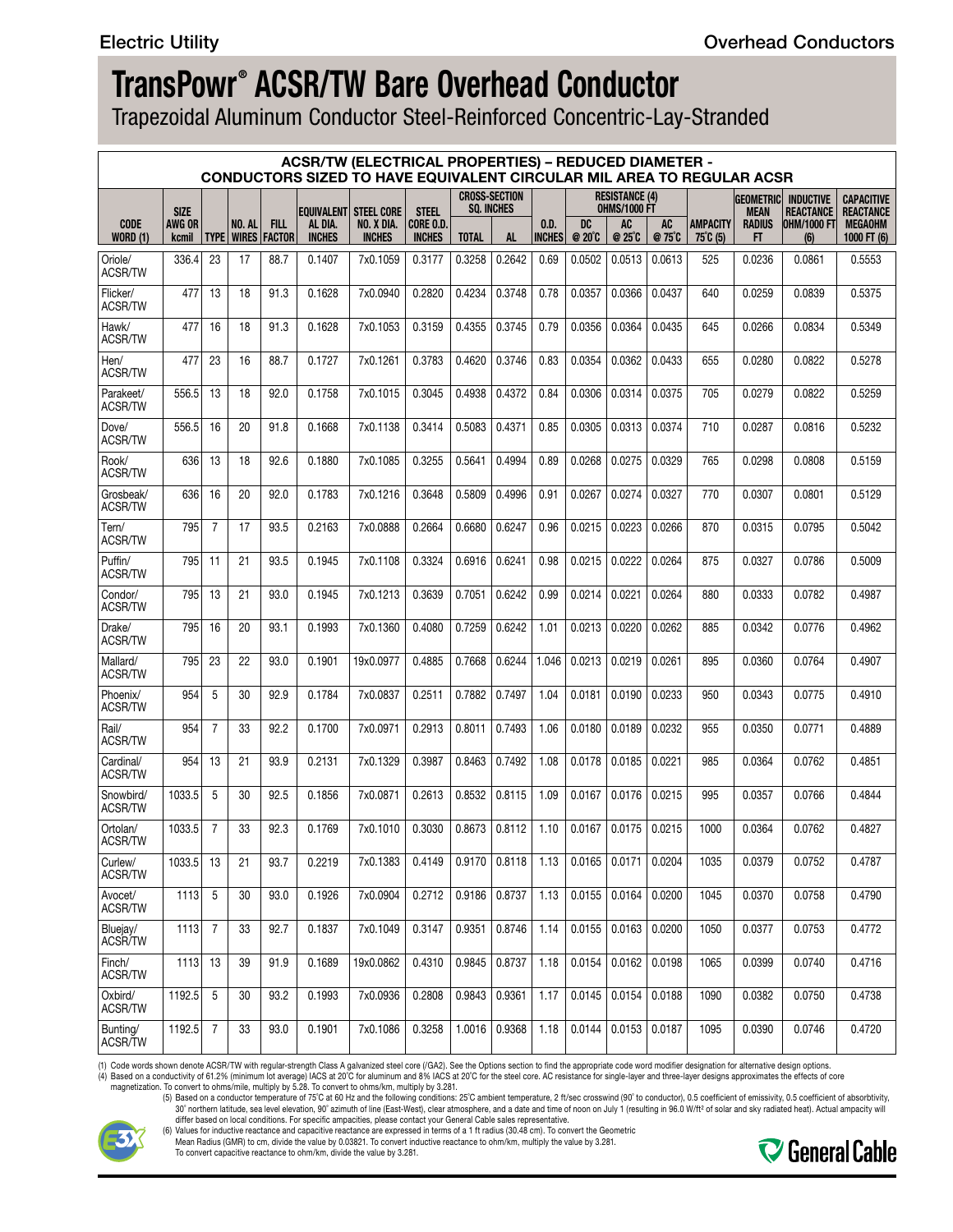Electric Utility

Overhead Conductors

# TransPowr® ACSR/TW Bare Overhead Conductor

Trapezoidal Aluminum Conductor Steel-Reinforced Concentric-Lay-Stranded

## ACSR/TW (ELECTRICAL PROPERTIES) – REDUCED DIAMETER - CONDUCTORS SIZED TO HAVE EQUIVALENT CIRCULAR MIL AREA TO REGULAR ACSR

| CODE WORD (1) | SIZE AWG OR kcmil | TYPE | NO. AL WIRES | FILL FACTOR | EQUIVALENT AL DIA. INCHES | STEEL CORE NO. X DIA. INCHES | STEEL CORE O.D. INCHES | CROSS-SECTION SQ. INCHES TOTAL | CROSS-SECTION SQ. INCHES AL | O.D. INCHES | RESISTANCE (4) OHMS/1000 FT DC @ 20°C | RESISTANCE (4) OHMS/1000 FT AC @ 25°C | RESISTANCE (4) OHMS/1000 FT AC @ 75°C | AMPACITY 75°C (5) | GEOMETRIC MEAN RADIUS FT | INDUCTIVE REACTANCE OHM/1000 FT (6) | CAPACITIVE REACTANCE MEGAOHM 1000 FT (6) |
|---|---|---|---|---|---|---|---|---|---|---|---|---|---|---|---|---|---|
| Oriole/ ACSR/TW | 336.4 | 23 | 17 | 88.7 | 0.1407 | 7x0.1059 | 0.3177 | 0.3258 | 0.2642 | 0.69 | 0.0502 | 0.0513 | 0.0613 | 525 | 0.0236 | 0.0861 | 0.5553 |
| Flicker/ ACSR/TW | 477 | 13 | 18 | 91.3 | 0.1628 | 7x0.0940 | 0.2820 | 0.4234 | 0.3748 | 0.78 | 0.0357 | 0.0366 | 0.0437 | 640 | 0.0259 | 0.0839 | 0.5375 |
| Hawk/ ACSR/TW | 477 | 16 | 18 | 91.3 | 0.1628 | 7x0.1053 | 0.3159 | 0.4355 | 0.3745 | 0.79 | 0.0356 | 0.0364 | 0.0435 | 645 | 0.0266 | 0.0834 | 0.5349 |
| Hen/ ACSR/TW | 477 | 23 | 16 | 88.7 | 0.1727 | 7x0.1261 | 0.3783 | 0.4620 | 0.3746 | 0.83 | 0.0354 | 0.0362 | 0.0433 | 655 | 0.0280 | 0.0822 | 0.5278 |
| Parakeet/ ACSR/TW | 556.5 | 13 | 18 | 92.0 | 0.1758 | 7x0.1015 | 0.3045 | 0.4938 | 0.4372 | 0.84 | 0.0306 | 0.0314 | 0.0375 | 705 | 0.0279 | 0.0822 | 0.5259 |
| Dove/ ACSR/TW | 556.5 | 16 | 20 | 91.8 | 0.1668 | 7x0.1138 | 0.3414 | 0.5083 | 0.4371 | 0.85 | 0.0305 | 0.0313 | 0.0374 | 710 | 0.0287 | 0.0816 | 0.5232 |
| Rook/ ACSR/TW | 636 | 13 | 18 | 92.6 | 0.1880 | 7x0.1085 | 0.3255 | 0.5641 | 0.4994 | 0.89 | 0.0268 | 0.0275 | 0.0329 | 765 | 0.0298 | 0.0808 | 0.5159 |
| Grosbeak/ ACSR/TW | 636 | 16 | 20 | 92.0 | 0.1783 | 7x0.1216 | 0.3648 | 0.5809 | 0.4996 | 0.91 | 0.0267 | 0.0274 | 0.0327 | 770 | 0.0307 | 0.0801 | 0.5129 |
| Tern/ ACSR/TW | 795 | 7 | 17 | 93.5 | 0.2163 | 7x0.0888 | 0.2664 | 0.6680 | 0.6247 | 0.96 | 0.0215 | 0.0223 | 0.0266 | 870 | 0.0315 | 0.0795 | 0.5042 |
| Puffin/ ACSR/TW | 795 | 11 | 21 | 93.5 | 0.1945 | 7x0.1108 | 0.3324 | 0.6916 | 0.6241 | 0.98 | 0.0215 | 0.0222 | 0.0264 | 875 | 0.0327 | 0.0786 | 0.5009 |
| Condor/ ACSR/TW | 795 | 13 | 21 | 93.0 | 0.1945 | 7x0.1213 | 0.3639 | 0.7051 | 0.6242 | 0.99 | 0.0214 | 0.0221 | 0.0264 | 880 | 0.0333 | 0.0782 | 0.4987 |
| Drake/ ACSR/TW | 795 | 16 | 20 | 93.1 | 0.1993 | 7x0.1360 | 0.4080 | 0.7259 | 0.6242 | 1.01 | 0.0213 | 0.0220 | 0.0262 | 885 | 0.0342 | 0.0776 | 0.4962 |
| Mallard/ ACSR/TW | 795 | 23 | 22 | 93.0 | 0.1901 | 19x0.0977 | 0.4885 | 0.7668 | 0.6244 | 1.046 | 0.0213 | 0.0219 | 0.0261 | 895 | 0.0360 | 0.0764 | 0.4907 |
| Phoenix/ ACSR/TW | 954 | 5 | 30 | 92.9 | 0.1784 | 7x0.0837 | 0.2511 | 0.7882 | 0.7497 | 1.04 | 0.0181 | 0.0190 | 0.0233 | 950 | 0.0343 | 0.0775 | 0.4910 |
| Rail/ ACSR/TW | 954 | 7 | 33 | 92.2 | 0.1700 | 7x0.0971 | 0.2913 | 0.8011 | 0.7493 | 1.06 | 0.0180 | 0.0189 | 0.0232 | 955 | 0.0350 | 0.0771 | 0.4889 |
| Cardinal/ ACSR/TW | 954 | 13 | 21 | 93.9 | 0.2131 | 7x0.1329 | 0.3987 | 0.8463 | 0.7492 | 1.08 | 0.0178 | 0.0185 | 0.0221 | 985 | 0.0364 | 0.0762 | 0.4851 |
| Snowbird/ ACSR/TW | 1033.5 | 5 | 30 | 92.5 | 0.1856 | 7x0.0871 | 0.2613 | 0.8532 | 0.8115 | 1.09 | 0.0167 | 0.0176 | 0.0215 | 995 | 0.0357 | 0.0766 | 0.4844 |
| Ortolan/ ACSR/TW | 1033.5 | 7 | 33 | 92.3 | 0.1769 | 7x0.1010 | 0.3030 | 0.8673 | 0.8112 | 1.10 | 0.0167 | 0.0175 | 0.0215 | 1000 | 0.0364 | 0.0762 | 0.4827 |
| Curlew/ ACSR/TW | 1033.5 | 13 | 21 | 93.7 | 0.2219 | 7x0.1383 | 0.4149 | 0.9170 | 0.8118 | 1.13 | 0.0165 | 0.0171 | 0.0204 | 1035 | 0.0379 | 0.0752 | 0.4787 |
| Avocet/ ACSR/TW | 1113 | 5 | 30 | 93.0 | 0.1926 | 7x0.0904 | 0.2712 | 0.9186 | 0.8737 | 1.13 | 0.0155 | 0.0164 | 0.0200 | 1045 | 0.0370 | 0.0758 | 0.4790 |
| Bluejay/ ACSR/TW | 1113 | 7 | 33 | 92.7 | 0.1837 | 7x0.1049 | 0.3147 | 0.9351 | 0.8746 | 1.14 | 0.0155 | 0.0163 | 0.0200 | 1050 | 0.0377 | 0.0753 | 0.4772 |
| Finch/ ACSR/TW | 1113 | 13 | 39 | 91.9 | 0.1689 | 19x0.0862 | 0.4310 | 0.9845 | 0.8737 | 1.18 | 0.0154 | 0.0162 | 0.0198 | 1065 | 0.0399 | 0.0740 | 0.4716 |
| Oxbird/ ACSR/TW | 1192.5 | 5 | 30 | 93.2 | 0.1993 | 7x0.0936 | 0.2808 | 0.9843 | 0.9361 | 1.17 | 0.0145 | 0.0154 | 0.0188 | 1090 | 0.0382 | 0.0750 | 0.4738 |
| Bunting/ ACSR/TW | 1192.5 | 7 | 33 | 93.0 | 0.1901 | 7x0.1086 | 0.3258 | 1.0016 | 0.9368 | 1.18 | 0.0144 | 0.0153 | 0.0187 | 1095 | 0.0390 | 0.0746 | 0.4720 |

(1) Code words shown denote ACSR/TW with regular-strength Class A galvanized steel core (/GA2). See the Options section to find the appropriate code word modifier designation for alternative design options.

(4) Based on a conductivity of 61.2% (minimum lot average) IACS at 20°C for aluminum and 8% IACS at 20°C for the steel core. AC resistance for single-layer and three-layer designs approximates the effects of core magnetization. To convert to ohms/mile, multiply by 5.28. To convert to ohms/km, multiply by 3.281.

(5) Based on a conductor temperature of 75°C at 60 Hz and the following conditions: 25°C ambient temperature, 2 ft/sec crosswind (90° to conductor), 0.5 coefficient of emissivity, 0.5 coefficient of absorbtivity, 30° northern latitude, sea level elevation, 90° azimuth of line (East-West), clear atmosphere, and a date and time of noon on July 1 (resulting in 96.0 W/ft² of solar and sky radiated heat). Actual ampacity will differ based on local conditions. For specific ampacities, please contact your General Cable sales representative.

(6) Values for inductive reactance and capacitive reactance are expressed in terms of a 1 ft radius (30.48 cm). To convert the Geometric Mean Radius (GMR) to cm, divide the value by 0.03821. To convert inductive reactance to ohm/km, multiply the value by 3.281. To convert capacitive reactance to ohm/km, divide the value by 3.281.

General Cable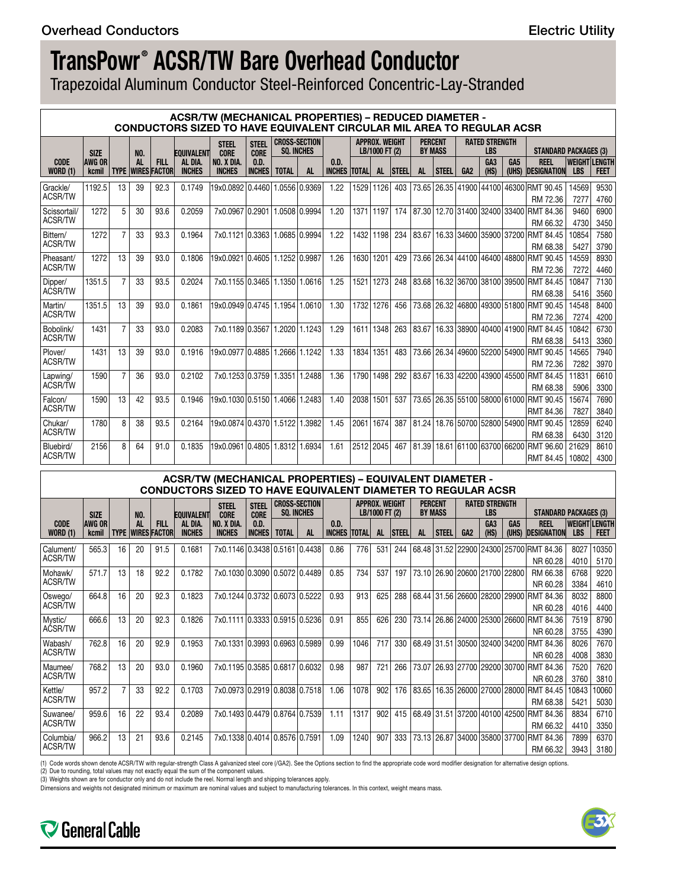# TransPowr® ACSR/TW Bare Overhead Conductor

Trapezoidal Aluminum Conductor Steel-Reinforced Concentric-Lay-Stranded

## ACSR/TW (MECHANICAL PROPERTIES) – REDUCED DIAMETER - CONDUCTORS SIZED TO HAVE EQUIVALENT CIRCULAR MIL AREA TO REGULAR ACSR

| CODE WORD (1) | SIZE AWG OR kcmil | TYPE | NO. AL WIRES | FILL FACTOR | EQUIVALENT AL DIA. INCHES | STEEL CORE NO. X DIA. INCHES | STEEL CORE O.D. INCHES | CROSS-SECTION SQ. INCHES TOTAL | CROSS-SECTION SQ. INCHES AL | O.D. INCHES | APPROX. WEIGHT LB/1000 FT (2) TOTAL | APPROX. WEIGHT LB/1000 FT (2) AL | APPROX. WEIGHT LB/1000 FT (2) STEEL | PERCENT BY MASS AL | PERCENT BY MASS STEEL | RATED STRENGTH LBS GA2 | RATED STRENGTH LBS GA3 (HS) | RATED STRENGTH LBS GA5 (UHS) | STANDARD PACKAGES (3) REEL DESIGNATION | STANDARD PACKAGES (3) WEIGHT LBS | STANDARD PACKAGES (3) LENGTH FEET |
|---|---|---|---|---|---|---|---|---|---|---|---|---|---|---|---|---|---|---|---|---|---|
| Grackle/ ACSR/TW | 1192.5 | 13 | 39 | 92.3 | 0.1749 | 19x0.0892 | 0.4460 | 1.0556 | 0.9369 | 1.22 | 1529 | 1126 | 403 | 73.65 | 26.35 | 41900 | 44100 | 46300 | RMT 90.45 | 14569 | 9530 |
| | | | | | | | | | | | | | | | | | | | RM 72.36 | 7277 | 4760 |
| Scissortail/ ACSR/TW | 1272 | 5 | 30 | 93.6 | 0.2059 | 7x0.0967 | 0.2901 | 1.0508 | 0.9994 | 1.20 | 1371 | 1197 | 174 | 87.30 | 12.70 | 31400 | 32400 | 33400 | RMT 84.36 | 9460 | 6900 |
| | | | | | | | | | | | | | | | | | | | RM 66.32 | 4730 | 3450 |
| Bittern/ ACSR/TW | 1272 | 7 | 33 | 93.3 | 0.1964 | 7x0.1121 | 0.3363 | 1.0685 | 0.9994 | 1.22 | 1432 | 1198 | 234 | 83.67 | 16.33 | 34600 | 35900 | 37200 | RMT 84.45 | 10854 | 7580 |
| | | | | | | | | | | | | | | | | | | | RM 68.38 | 5427 | 3790 |
| Pheasant/ ACSR/TW | 1272 | 13 | 39 | 93.0 | 0.1806 | 19x0.0921 | 0.4605 | 1.1252 | 0.9987 | 1.26 | 1630 | 1201 | 429 | 73.66 | 26.34 | 44100 | 46400 | 48800 | RMT 90.45 | 14559 | 8930 |
| | | | | | | | | | | | | | | | | | | | RM 72.36 | 7272 | 4460 |
| Dipper/ ACSR/TW | 1351.5 | 7 | 33 | 93.5 | 0.2024 | 7x0.1155 | 0.3465 | 1.1350 | 1.0616 | 1.25 | 1521 | 1273 | 248 | 83.68 | 16.32 | 36700 | 38100 | 39500 | RMT 84.45 | 10847 | 7130 |
| | | | | | | | | | | | | | | | | | | | RM 68.38 | 5416 | 3560 |
| Martin/ ACSR/TW | 1351.5 | 13 | 39 | 93.0 | 0.1861 | 19x0.0949 | 0.4745 | 1.1954 | 1.0610 | 1.30 | 1732 | 1276 | 456 | 73.68 | 26.32 | 46800 | 49300 | 51800 | RMT 90.45 | 14548 | 8400 |
| | | | | | | | | | | | | | | | | | | | RM 72.36 | 7274 | 4200 |
| Bobolink/ ACSR/TW | 1431 | 7 | 33 | 93.0 | 0.2083 | 7x0.1189 | 0.3567 | 1.2020 | 1.1243 | 1.29 | 1611 | 1348 | 263 | 83.67 | 16.33 | 38900 | 40400 | 41900 | RMT 84.45 | 10842 | 6730 |
| | | | | | | | | | | | | | | | | | | | RM 68.38 | 5413 | 3360 |
| Plover/ ACSR/TW | 1431 | 13 | 39 | 93.0 | 0.1916 | 19x0.0977 | 0.4885 | 1.2666 | 1.1242 | 1.33 | 1834 | 1351 | 483 | 73.66 | 26.34 | 49600 | 52200 | 54900 | RMT 90.45 | 14565 | 7940 |
| | | | | | | | | | | | | | | | | | | | RM 72.36 | 7282 | 3970 |
| Lapwing/ ACSR/TW | 1590 | 7 | 36 | 93.0 | 0.2102 | 7x0.1253 | 0.3759 | 1.3351 | 1.2488 | 1.36 | 1790 | 1498 | 292 | 83.67 | 16.33 | 42200 | 43900 | 45500 | RMT 84.45 | 11831 | 6610 |
| | | | | | | | | | | | | | | | | | | | RM 68.38 | 5906 | 3300 |
| Falcon/ ACSR/TW | 1590 | 13 | 42 | 93.5 | 0.1946 | 19x0.1030 | 0.5150 | 1.4066 | 1.2483 | 1.40 | 2038 | 1501 | 537 | 73.65 | 26.35 | 55100 | 58000 | 61000 | RMT 90.45 | 15674 | 7690 |
| | | | | | | | | | | | | | | | | | | | RMT 84.36 | 7827 | 3840 |
| Chukar/ ACSR/TW | 1780 | 8 | 38 | 93.5 | 0.2164 | 19x0.0874 | 0.4370 | 1.5122 | 1.3982 | 1.45 | 2061 | 1674 | 387 | 81.24 | 18.76 | 50700 | 52800 | 54900 | RMT 90.45 | 12859 | 6240 |
| | | | | | | | | | | | | | | | | | | | RM 68.38 | 6430 | 3120 |
| Bluebird/ ACSR/TW | 2156 | 8 | 64 | 91.0 | 0.1835 | 19x0.0961 | 0.4805 | 1.8312 | 1.6934 | 1.61 | 2512 | 2045 | 467 | 81.39 | 18.61 | 61100 | 63700 | 66200 | RMT 96.60 | 21629 | 8610 |
| | | | | | | | | | | | | | | | | | | | RMT 84.45 | 10802 | 4300 |

## ACSR/TW (MECHANICAL PROPERTIES) – EQUIVALENT DIAMETER - CONDUCTORS SIZED TO HAVE EQUIVALENT DIAMETER TO REGULAR ACSR

| CODE WORD (1) | SIZE AWG OR kcmil | TYPE | NO. AL WIRES | FILL FACTOR | EQUIVALENT AL DIA. INCHES | STEEL CORE NO. X DIA. INCHES | STEEL CORE O.D. INCHES | CROSS-SECTION SQ. INCHES TOTAL | CROSS-SECTION SQ. INCHES AL | O.D. INCHES | APPROX. WEIGHT LB/1000 FT (2) TOTAL | APPROX. WEIGHT LB/1000 FT (2) AL | APPROX. WEIGHT LB/1000 FT (2) STEEL | PERCENT BY MASS AL | PERCENT BY MASS STEEL | RATED STRENGTH LBS GA2 | RATED STRENGTH LBS GA3 (HS) | RATED STRENGTH LBS GA5 (UHS) | STANDARD PACKAGES (3) REEL DESIGNATION | STANDARD PACKAGES (3) WEIGHT LBS | STANDARD PACKAGES (3) LENGTH FEET |
|---|---|---|---|---|---|---|---|---|---|---|---|---|---|---|---|---|---|---|---|---|---|
| Calument/ ACSR/TW | 565.3 | 16 | 20 | 91.5 | 0.1681 | 7x0.1146 | 0.3438 | 0.5161 | 0.4438 | 0.86 | 776 | 531 | 244 | 68.48 | 31.52 | 22900 | 24300 | 25700 | RMT 84.36 | 8027 | 10350 |
| | | | | | | | | | | | | | | | | | | | NR 60.28 | 4010 | 5170 |
| Mohawk/ ACSR/TW | 571.7 | 13 | 18 | 92.2 | 0.1782 | 7x0.1030 | 0.3090 | 0.5072 | 0.4489 | 0.85 | 734 | 537 | 197 | 73.10 | 26.90 | 20600 | 21700 | 22800 | RM 66.38 | 6768 | 9220 |
| | | | | | | | | | | | | | | | | | | | NR 60.28 | 3384 | 4610 |
| Oswego/ ACSR/TW | 664.8 | 16 | 20 | 92.3 | 0.1823 | 7x0.1244 | 0.3732 | 0.6073 | 0.5222 | 0.93 | 913 | 625 | 288 | 68.44 | 31.56 | 26600 | 28200 | 29900 | RMT 84.36 | 8032 | 8800 |
| | | | | | | | | | | | | | | | | | | | NR 60.28 | 4016 | 4400 |
| Mystic/ ACSR/TW | 666.6 | 13 | 20 | 92.3 | 0.1826 | 7x0.1111 | 0.3333 | 0.5915 | 0.5236 | 0.91 | 855 | 626 | 230 | 73.14 | 26.86 | 24000 | 25300 | 26600 | RMT 84.36 | 7519 | 8790 |
| | | | | | | | | | | | | | | | | | | | NR 60.28 | 3755 | 4390 |
| Wabash/ ACSR/TW | 762.8 | 16 | 20 | 92.9 | 0.1953 | 7x0.1331 | 0.3993 | 0.6963 | 0.5989 | 0.99 | 1046 | 717 | 330 | 68.49 | 31.51 | 30500 | 32400 | 34200 | RMT 84.36 | 8026 | 7670 |
| | | | | | | | | | | | | | | | | | | | NR 60.28 | 4008 | 3830 |
| Maumee/ ACSR/TW | 768.2 | 13 | 20 | 93.0 | 0.1960 | 7x0.1195 | 0.3585 | 0.6817 | 0.6032 | 0.98 | 987 | 721 | 266 | 73.07 | 26.93 | 27700 | 29200 | 30700 | RMT 84.36 | 7520 | 7620 |
| | | | | | | | | | | | | | | | | | | | NR 60.28 | 3760 | 3810 |
| Kettle/ ACSR/TW | 957.2 | 7 | 33 | 92.2 | 0.1703 | 7x0.0973 | 0.2919 | 0.8038 | 0.7518 | 1.06 | 1078 | 902 | 176 | 83.65 | 16.35 | 26000 | 27000 | 28000 | RMT 84.45 | 10843 | 10060 |
| | | | | | | | | | | | | | | | | | | | RM 68.38 | 5421 | 5030 |
| Suwanee/ ACSR/TW | 959.6 | 16 | 22 | 93.4 | 0.2089 | 7x0.1493 | 0.4479 | 0.8764 | 0.7539 | 1.11 | 1317 | 902 | 415 | 68.49 | 31.51 | 37200 | 40100 | 42500 | RMT 84.36 | 8834 | 6710 |
| | | | | | | | | | | | | | | | | | | | RM 66.32 | 4410 | 3350 |
| Columbia/ ACSR/TW | 966.2 | 13 | 21 | 93.6 | 0.2145 | 7x0.1338 | 0.4014 | 0.8576 | 0.7591 | 1.09 | 1240 | 907 | 333 | 73.13 | 26.87 | 34000 | 35800 | 37700 | RMT 84.36 | 7899 | 6370 |
| | | | | | | | | | | | | | | | | | | | RM 66.32 | 3943 | 3180 |

(1) Code words shown denote ACSR/TW with regular-strength Class A galvanized steel core (/GA2). See the Options section to find the appropriate code word modifier designation for alternative design options.
(2) Due to rounding, total values may not exactly equal the sum of the component values.
(3) Weights shown are for conductor only and do not include the reel. Normal length and shipping tolerances apply.
Dimensions and weights not designated minimum or maximum are nominal values and subject to manufacturing tolerances. In this context, weight means mass.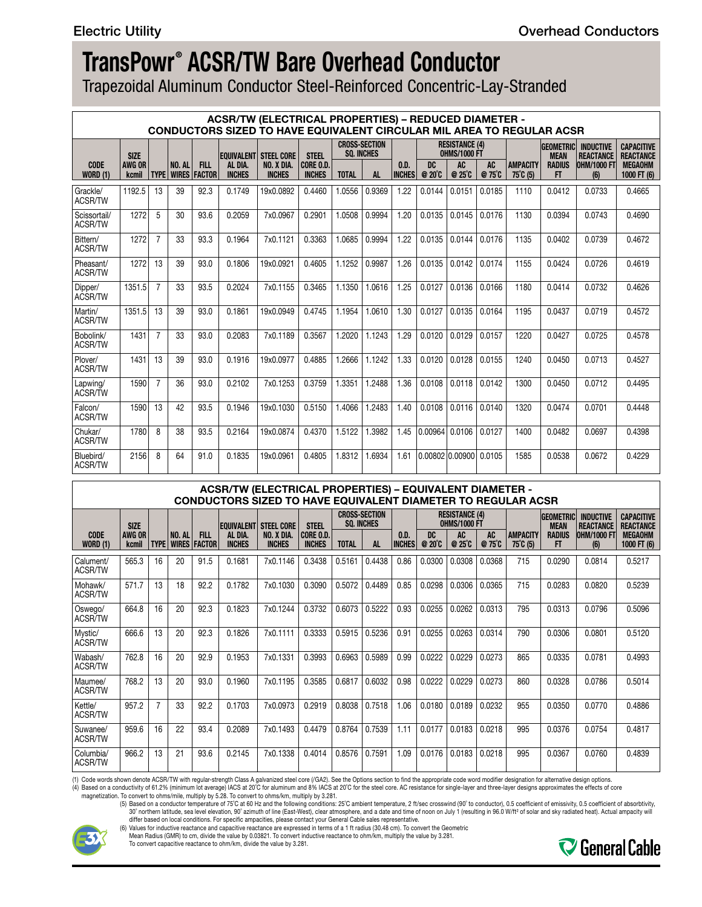# TransPowr® ACSR/TW Bare Overhead Conductor

Trapezoidal Aluminum Conductor Steel-Reinforced Concentric-Lay-Stranded

## ACSR/TW (ELECTRICAL PROPERTIES) – REDUCED DIAMETER - CONDUCTORS SIZED TO HAVE EQUIVALENT CIRCULAR MIL AREA TO REGULAR ACSR

| CODE WORD (1) | SIZE AWG OR kcmil | TYPE | NO. AL WIRES | FILL FACTOR | EQUIVALENT AL DIA. INCHES | STEEL CORE NO. X DIA. INCHES | STEEL CORE O.D. INCHES | CROSS-SECTION SQ. INCHES TOTAL | CROSS-SECTION SQ. INCHES AL | O.D. INCHES | RESISTANCE (4) OHMS/1000 FT DC @ 20°C | RESISTANCE (4) OHMS/1000 FT AC @ 25°C | RESISTANCE (4) OHMS/1000 FT AC @ 75°C | AMPACITY 75°C (5) | GEOMETRIC MEAN RADIUS FT | INDUCTIVE REACTANCE OHM/1000 FT (6) | CAPACITIVE REACTANCE MEGAOHM 1000 FT (6) |
|---|---|---|---|---|---|---|---|---|---|---|---|---|---|---|---|---|---|
| Grackle/ ACSR/TW | 1192.5 | 13 | 39 | 92.3 | 0.1749 | 19x0.0892 | 0.4460 | 1.0556 | 0.9369 | 1.22 | 0.0144 | 0.0151 | 0.0185 | 1110 | 0.0412 | 0.0733 | 0.4665 |
| Scissortail/ ACSR/TW | 1272 | 5 | 30 | 93.6 | 0.2059 | 7x0.0967 | 0.2901 | 1.0508 | 0.9994 | 1.20 | 0.0135 | 0.0145 | 0.0176 | 1130 | 0.0394 | 0.0743 | 0.4690 |
| Bittern/ ACSR/TW | 1272 | 7 | 33 | 93.3 | 0.1964 | 7x0.1121 | 0.3363 | 1.0685 | 0.9994 | 1.22 | 0.0135 | 0.0144 | 0.0176 | 1135 | 0.0402 | 0.0739 | 0.4672 |
| Pheasant/ ACSR/TW | 1272 | 13 | 39 | 93.0 | 0.1806 | 19x0.0921 | 0.4605 | 1.1252 | 0.9987 | 1.26 | 0.0135 | 0.0142 | 0.0174 | 1155 | 0.0424 | 0.0726 | 0.4619 |
| Dipper/ ACSR/TW | 1351.5 | 7 | 33 | 93.5 | 0.2024 | 7x0.1155 | 0.3465 | 1.1350 | 1.0616 | 1.25 | 0.0127 | 0.0136 | 0.0166 | 1180 | 0.0414 | 0.0732 | 0.4626 |
| Martin/ ACSR/TW | 1351.5 | 13 | 39 | 93.0 | 0.1861 | 19x0.0949 | 0.4745 | 1.1954 | 1.0610 | 1.30 | 0.0127 | 0.0135 | 0.0164 | 1195 | 0.0437 | 0.0719 | 0.4572 |
| Bobolink/ ACSR/TW | 1431 | 7 | 33 | 93.0 | 0.2083 | 7x0.1189 | 0.3567 | 1.2020 | 1.1243 | 1.29 | 0.0120 | 0.0129 | 0.0157 | 1220 | 0.0427 | 0.0725 | 0.4578 |
| Plover/ ACSR/TW | 1431 | 13 | 39 | 93.0 | 0.1916 | 19x0.0977 | 0.4885 | 1.2666 | 1.1242 | 1.33 | 0.0120 | 0.0128 | 0.0155 | 1240 | 0.0450 | 0.0713 | 0.4527 |
| Lapwing/ ACSR/TW | 1590 | 7 | 36 | 93.0 | 0.2102 | 7x0.1253 | 0.3759 | 1.3351 | 1.2488 | 1.36 | 0.0108 | 0.0118 | 0.0142 | 1300 | 0.0450 | 0.0712 | 0.4495 |
| Falcon/ ACSR/TW | 1590 | 13 | 42 | 93.5 | 0.1946 | 19x0.1030 | 0.5150 | 1.4066 | 1.2483 | 1.40 | 0.0108 | 0.0116 | 0.0140 | 1320 | 0.0474 | 0.0701 | 0.4448 |
| Chukar/ ACSR/TW | 1780 | 8 | 38 | 93.5 | 0.2164 | 19x0.0874 | 0.4370 | 1.5122 | 1.3982 | 1.45 | 0.00964 | 0.0106 | 0.0127 | 1400 | 0.0482 | 0.0697 | 0.4398 |
| Bluebird/ ACSR/TW | 2156 | 8 | 64 | 91.0 | 0.1835 | 19x0.0961 | 0.4805 | 1.8312 | 1.6934 | 1.61 | 0.00802 | 0.00900 | 0.0105 | 1585 | 0.0538 | 0.0672 | 0.4229 |

## ACSR/TW (ELECTRICAL PROPERTIES) – EQUIVALENT DIAMETER - CONDUCTORS SIZED TO HAVE EQUIVALENT DIAMETER TO REGULAR ACSR

| CODE WORD (1) | SIZE AWG OR kcmil | TYPE | NO. AL WIRES | FILL FACTOR | EQUIVALENT AL DIA. INCHES | STEEL CORE NO. X DIA. INCHES | STEEL CORE O.D. INCHES | CROSS-SECTION SQ. INCHES TOTAL | CROSS-SECTION SQ. INCHES AL | O.D. INCHES | RESISTANCE (4) OHMS/1000 FT DC @ 20°C | RESISTANCE (4) OHMS/1000 FT AC @ 25°C | RESISTANCE (4) OHMS/1000 FT AC @ 75°C | AMPACITY 75°C (5) | GEOMETRIC MEAN RADIUS FT | INDUCTIVE REACTANCE OHM/1000 FT (6) | CAPACITIVE REACTANCE MEGAOHM 1000 FT (6) |
|---|---|---|---|---|---|---|---|---|---|---|---|---|---|---|---|---|---|
| Calument/ ACSR/TW | 565.3 | 16 | 20 | 91.5 | 0.1681 | 7x0.1146 | 0.3438 | 0.5161 | 0.4438 | 0.86 | 0.0300 | 0.0308 | 0.0368 | 715 | 0.0290 | 0.0814 | 0.5217 |
| Mohawk/ ACSR/TW | 571.7 | 13 | 18 | 92.2 | 0.1782 | 7x0.1030 | 0.3090 | 0.5072 | 0.4489 | 0.85 | 0.0298 | 0.0306 | 0.0365 | 715 | 0.0283 | 0.0820 | 0.5239 |
| Oswego/ ACSR/TW | 664.8 | 16 | 20 | 92.3 | 0.1823 | 7x0.1244 | 0.3732 | 0.6073 | 0.5222 | 0.93 | 0.0255 | 0.0262 | 0.0313 | 795 | 0.0313 | 0.0796 | 0.5096 |
| Mystic/ ACSR/TW | 666.6 | 13 | 20 | 92.3 | 0.1826 | 7x0.1111 | 0.3333 | 0.5915 | 0.5236 | 0.91 | 0.0255 | 0.0263 | 0.0314 | 790 | 0.0306 | 0.0801 | 0.5120 |
| Wabash/ ACSR/TW | 762.8 | 16 | 20 | 92.9 | 0.1953 | 7x0.1331 | 0.3993 | 0.6963 | 0.5989 | 0.99 | 0.0222 | 0.0229 | 0.0273 | 865 | 0.0335 | 0.0781 | 0.4993 |
| Maumee/ ACSR/TW | 768.2 | 13 | 20 | 93.0 | 0.1960 | 7x0.1195 | 0.3585 | 0.6817 | 0.6032 | 0.98 | 0.0222 | 0.0229 | 0.0273 | 860 | 0.0328 | 0.0786 | 0.5014 |
| Kettle/ ACSR/TW | 957.2 | 7 | 33 | 92.2 | 0.1703 | 7x0.0973 | 0.2919 | 0.8038 | 0.7518 | 1.06 | 0.0180 | 0.0189 | 0.0232 | 955 | 0.0350 | 0.0770 | 0.4886 |
| Suwanee/ ACSR/TW | 959.6 | 16 | 22 | 93.4 | 0.2089 | 7x0.1493 | 0.4479 | 0.8764 | 0.7539 | 1.11 | 0.0177 | 0.0183 | 0.0218 | 995 | 0.0376 | 0.0754 | 0.4817 |
| Columbia/ ACSR/TW | 966.2 | 13 | 21 | 93.6 | 0.2145 | 7x0.1338 | 0.4014 | 0.8576 | 0.7591 | 1.09 | 0.0176 | 0.0183 | 0.0218 | 995 | 0.0367 | 0.0760 | 0.4839 |

(1) Code words shown denote ACSR/TW with regular-strength Class A galvanized steel core (/GA2). See the Options section to find the appropriate code word modifier designation for alternative design options.

(4) Based on a conductivity of 61.2% (minimum lot average) IACS at 20˚C for aluminum and 8% IACS at 20˚C for the steel core. AC resistance for single-layer and three-layer designs approximates the effects of core magnetization. To convert to ohms/mile, multiply by 5.28. To convert to ohms/km, multiply by 3.281.

(5) Based on a conductor temperature of 75˚C at 60 Hz and the following conditions: 25˚C ambient temperature, 2 ft/sec crosswind (90˚ to conductor), 0.5 coefficient of emissivity, 0.5 coefficient of absorbtivity, 30˚ northern latitude, sea level elevation, 90˚ azimuth of line (East-West), clear atmosphere, and a date and time of noon on July 1 (resulting in 96.0 W/ft² of solar and sky radiated heat). Actual ampacity will differ based on local conditions. For specific ampacities, please contact your General Cable sales representative.

(6) Values for inductive reactance and capacitive reactance are expressed in terms of a 1 ft radius (30.48 cm). To convert the Geometric Mean Radius (GMR) to cm, divide the value by 0.03821. To convert inductive reactance to ohm/km, multiply the value by 3.281. To convert capacitive reactance to ohm/km, divide the value by 3.281.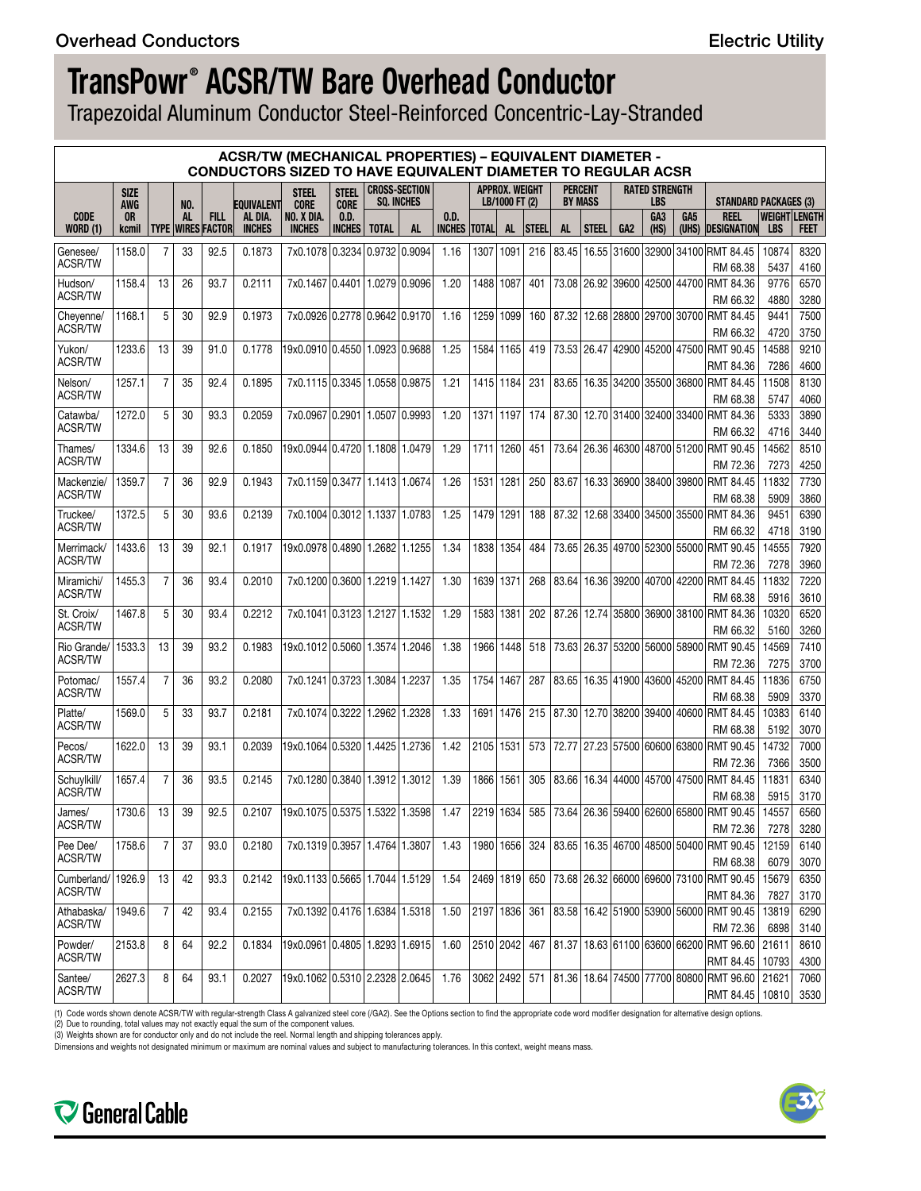Overhead Conductors

Electric Utility

# TransPowr® ACSR/TW Bare Overhead Conductor

Trapezoidal Aluminum Conductor Steel-Reinforced Concentric-Lay-Stranded

## ACSR/TW (MECHANICAL PROPERTIES) – EQUIVALENT DIAMETER - CONDUCTORS SIZED TO HAVE EQUIVALENT DIAMETER TO REGULAR ACSR

| CODE WORD (1) | SIZE AWG OR kcmil | TYPE | NO. AL WIRES | FILL FACTOR | EQUIVALENT AL DIA. INCHES | STEEL CORE NO. X DIA. INCHES | STEEL CORE O.D. INCHES | CROSS-SECTION SQ. INCHES | | O.D. INCHES | APPROX. WEIGHT LB/1000 FT (2) | | | PERCENT BY MASS | | RATED STRENGTH LBS | | | STANDARD PACKAGES (3) | | |
|---|---|---|---|---|---|---|---|---|---|---|---|---|---|---|---|---|---|---|---|---|---|
| | | | | | | | | TOTAL | AL | | TOTAL | AL | STEEL | AL | STEEL | GA2 | GA3 (HS) | GA5 (UHS) | REEL DESIGNATION | WEIGHT LBS | LENGTH FEET |
| Genesee/ ACSR/TW | 1158.0 | 7 | 33 | 92.5 | 0.1873 | 7x0.1078 | 0.3234 | 0.9732 | 0.9094 | 1.16 | 1307 | 1091 | 216 | 83.45 | 16.55 | 31600 | 32900 | 34100 | RMT 84.45<br>RM 68.38 | 10874<br>5437 | 8320<br>4160 |
| Hudson/ ACSR/TW | 1158.4 | 13 | 26 | 93.7 | 0.2111 | 7x0.1467 | 0.4401 | 1.0279 | 0.9096 | 1.20 | 1488 | 1087 | 401 | 73.08 | 26.92 | 39600 | 42500 | 44700 | RMT 84.36<br>RM 66.32 | 9776<br>4880 | 6570<br>3280 |
| Cheyenne/ ACSR/TW | 1168.1 | 5 | 30 | 92.9 | 0.1973 | 7x0.0926 | 0.2778 | 0.9642 | 0.9170 | 1.16 | 1259 | 1099 | 160 | 87.32 | 12.68 | 28800 | 29700 | 30700 | RMT 84.45<br>RM 66.32 | 9441<br>4720 | 7500<br>3750 |
| Yukon/ ACSR/TW | 1233.6 | 13 | 39 | 91.0 | 0.1778 | 19x0.0910 | 0.4550 | 1.0923 | 0.9688 | 1.25 | 1584 | 1165 | 419 | 73.53 | 26.47 | 42900 | 45200 | 47500 | RMT 90.45<br>RMT 84.36 | 14588<br>7286 | 9210<br>4600 |
| Nelson/ ACSR/TW | 1257.1 | 7 | 35 | 92.4 | 0.1895 | 7x0.1115 | 0.3345 | 1.0558 | 0.9875 | 1.21 | 1415 | 1184 | 231 | 83.65 | 16.35 | 34200 | 35500 | 36800 | RMT 84.45<br>RM 68.38 | 11508<br>5747 | 8130<br>4060 |
| Catawba/ ACSR/TW | 1272.0 | 5 | 30 | 93.3 | 0.2059 | 7x0.0967 | 0.2901 | 1.0507 | 0.9993 | 1.20 | 1371 | 1197 | 174 | 87.30 | 12.70 | 31400 | 32400 | 33400 | RMT 84.36<br>RM 66.32 | 5333<br>4716 | 3890<br>3440 |
| Thames/ ACSR/TW | 1334.6 | 13 | 39 | 92.6 | 0.1850 | 19x0.0944 | 0.4720 | 1.1808 | 1.0479 | 1.29 | 1711 | 1260 | 451 | 73.64 | 26.36 | 46300 | 48700 | 51200 | RMT 84.45<br>RM 72.36 | 14562<br>7273 | 8510<br>4250 |
| Mackenzie/ ACSR/TW | 1359.7 | 7 | 36 | 92.9 | 0.1943 | 7x0.1159 | 0.3477 | 1.1413 | 1.0674 | 1.26 | 1531 | 1281 | 250 | 83.67 | 16.33 | 36900 | 38400 | 39800 | RMT 84.45<br>RM 68.38 | 11832<br>5909 | 7730<br>3860 |
| Truckee/ ACSR/TW | 1372.5 | 5 | 30 | 93.6 | 0.2139 | 7x0.1004 | 0.3012 | 1.1337 | 1.0783 | 1.25 | 1479 | 1291 | 188 | 87.32 | 12.68 | 33400 | 34500 | 35500 | RMT 84.36<br>RM 66.32 | 9451<br>4718 | 6390<br>3190 |
| Merrimack/ ACSR/TW | 1433.6 | 13 | 39 | 92.1 | 0.1917 | 19x0.0978 | 0.4890 | 1.2682 | 1.1255 | 1.34 | 1838 | 1354 | 484 | 73.65 | 26.35 | 49700 | 52300 | 55000 | RMT 90.45<br>RM 72.36 | 14555<br>7278 | 7920<br>3960 |
| Miramichi/ ACSR/TW | 1455.3 | 7 | 36 | 93.4 | 0.2010 | 7x0.1200 | 0.3600 | 1.2219 | 1.1427 | 1.30 | 1639 | 1371 | 268 | 83.64 | 16.36 | 39200 | 40700 | 42200 | RMT 84.45<br>RM 68.38 | 11832<br>5916 | 7220<br>3610 |
| St. Croix/ ACSR/TW | 1467.8 | 5 | 30 | 93.4 | 0.2212 | 7x0.1041 | 0.3123 | 1.2127 | 1.1532 | 1.29 | 1583 | 1381 | 202 | 87.26 | 12.74 | 35800 | 36900 | 38100 | RMT 84.36<br>RM 66.32 | 10320<br>5160 | 6520<br>3260 |
| Rio Grande/ ACSR/TW | 1533.3 | 13 | 39 | 93.2 | 0.1983 | 19x0.1012 | 0.5060 | 1.3574 | 1.2046 | 1.38 | 1966 | 1448 | 518 | 73.63 | 26.37 | 53200 | 56000 | 58900 | RMT 90.45<br>RM 72.36 | 14569<br>7275 | 7410<br>3700 |
| Potomac/ ACSR/TW | 1557.4 | 7 | 36 | 93.2 | 0.2080 | 7x0.1241 | 0.3723 | 1.3084 | 1.2237 | 1.35 | 1754 | 1467 | 287 | 83.65 | 16.35 | 41900 | 43600 | 45200 | RMT 84.45<br>RM 68.38 | 11836<br>5909 | 6750<br>3370 |
| Platte/ ACSR/TW | 1569.0 | 5 | 33 | 93.7 | 0.2181 | 7x0.1074 | 0.3222 | 1.2962 | 1.2328 | 1.33 | 1691 | 1476 | 215 | 87.30 | 12.70 | 38200 | 39400 | 40600 | RMT 84.45<br>RM 68.38 | 10383<br>5192 | 6140<br>3070 |
| Pecos/ ACSR/TW | 1622.0 | 13 | 39 | 93.1 | 0.2039 | 19x0.1064 | 0.5320 | 1.4425 | 1.2736 | 1.42 | 2105 | 1531 | 573 | 72.77 | 27.23 | 57500 | 60600 | 63800 | RMT 90.45<br>RM 72.36 | 14732<br>7366 | 7000<br>3500 |
| Schuylkill/ ACSR/TW | 1657.4 | 7 | 36 | 93.5 | 0.2145 | 7x0.1280 | 0.3840 | 1.3912 | 1.3012 | 1.39 | 1866 | 1561 | 305 | 83.66 | 16.34 | 44000 | 45700 | 47500 | RMT 84.45<br>RM 68.38 | 11831<br>5915 | 6340<br>3170 |
| James/ ACSR/TW | 1730.6 | 13 | 39 | 92.5 | 0.2107 | 19x0.1075 | 0.5375 | 1.5322 | 1.3598 | 1.47 | 2219 | 1634 | 585 | 73.64 | 26.36 | 59400 | 62600 | 65800 | RMT 90.45<br>RM 72.36 | 14557<br>7278 | 6560<br>3280 |
| Pee Dee/ ACSR/TW | 1758.6 | 7 | 37 | 93.0 | 0.2180 | 7x0.1319 | 0.3957 | 1.4764 | 1.3807 | 1.43 | 1980 | 1656 | 324 | 83.65 | 16.35 | 46700 | 48500 | 50400 | RMT 90.45<br>RM 68.38 | 12159<br>6079 | 6140<br>3070 |
| Cumberland/ ACSR/TW | 1926.9 | 13 | 42 | 93.3 | 0.2142 | 19x0.1133 | 0.5665 | 1.7044 | 1.5129 | 1.54 | 2469 | 1819 | 650 | 73.68 | 26.32 | 66000 | 69600 | 73100 | RMT 90.45<br>RMT 84.36 | 15679<br>7827 | 6350<br>3170 |
| Athabaska/ ACSR/TW | 1949.6 | 7 | 42 | 93.4 | 0.2155 | 7x0.1392 | 0.4176 | 1.6384 | 1.5318 | 1.50 | 2197 | 1836 | 361 | 83.58 | 16.42 | 51900 | 53900 | 56000 | RMT 90.45<br>RM 72.36 | 13819<br>6898 | 6290<br>3140 |
| Powder/ ACSR/TW | 2153.8 | 8 | 64 | 92.2 | 0.1834 | 19x0.0961 | 0.4805 | 1.8293 | 1.6915 | 1.60 | 2510 | 2042 | 467 | 81.37 | 18.63 | 61100 | 63600 | 66200 | RMT 96.60<br>RMT 84.45 | 21611<br>10793 | 8610<br>4300 |
| Santee/ ACSR/TW | 2627.3 | 8 | 64 | 93.1 | 0.2027 | 19x0.1062 | 0.5310 | 2.2328 | 2.0645 | 1.76 | 3062 | 2492 | 571 | 81.36 | 18.64 | 74500 | 77700 | 80800 | RMT 96.60<br>RMT 84.45 | 21621<br>10810 | 7060<br>3530 |

(1) Code words shown denote ACSR/TW with regular-strength Class A galvanized steel core (/GA2). See the Options section to find the appropriate code word modifier designation for alternative design options.
(2) Due to rounding, total values may not exactly equal the sum of the component values.
(3) Weights shown are for conductor only and do not include the reel. Normal length and shipping tolerances apply.
Dimensions and weights not designated minimum or maximum are nominal values and subject to manufacturing tolerances. In this context, weight means mass.

General Cable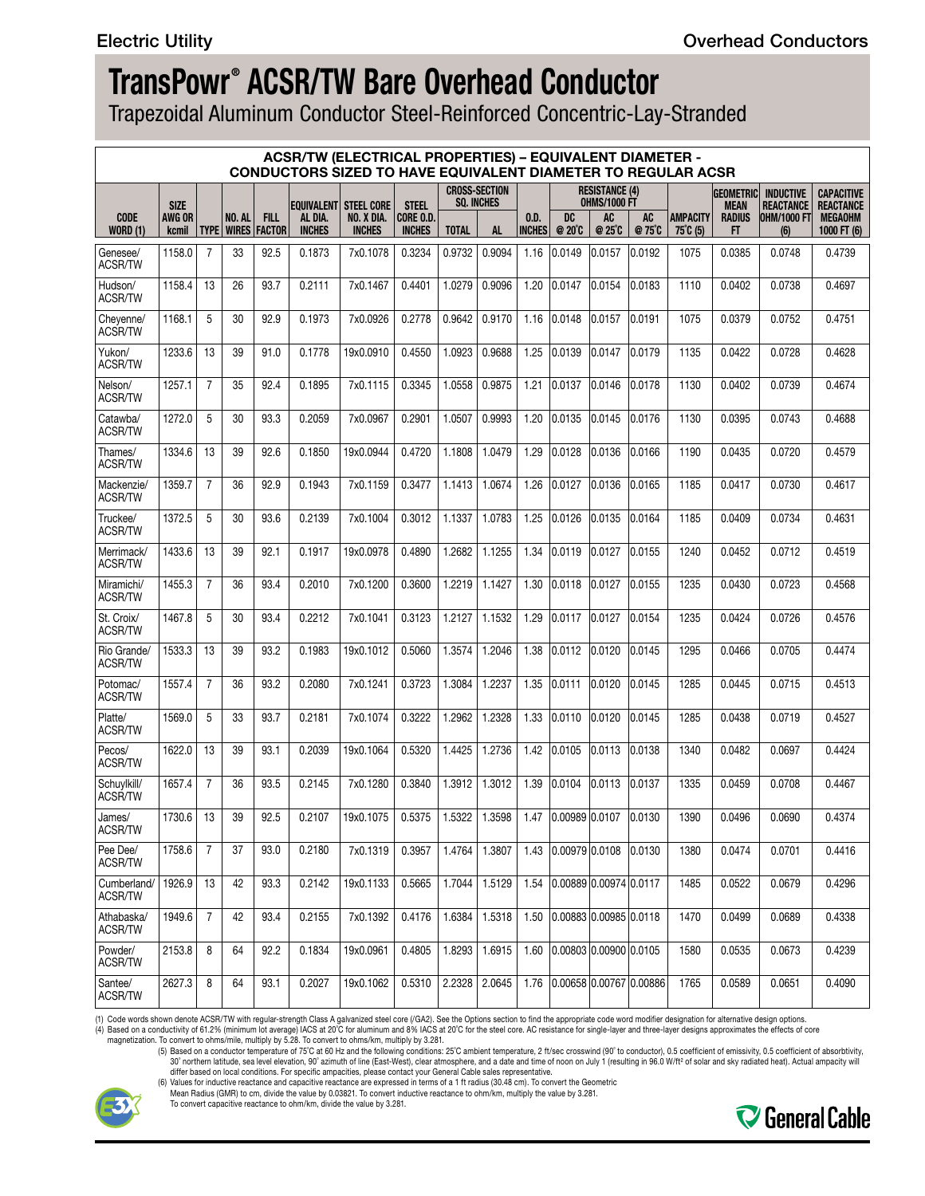# TransPowr® ACSR/TW Bare Overhead Conductor

Trapezoidal Aluminum Conductor Steel-Reinforced Concentric-Lay-Stranded

**ACSR/TW (ELECTRICAL PROPERTIES) – EQUIVALENT DIAMETER - CONDUCTORS SIZED TO HAVE EQUIVALENT DIAMETER TO REGULAR ACSR**

| CODE WORD (1) | SIZE AWG OR kcmil | TYPE | NO. AL WIRES | FILL FACTOR | EQUIVALENT AL DIA. INCHES | STEEL CORE NO. X DIA. INCHES | STEEL CORE O.D. INCHES | CROSS-SECTION SQ. INCHES TOTAL | CROSS-SECTION SQ. INCHES AL | O.D. INCHES | RESISTANCE (4) OHMS/1000 FT DC @ 20°C | RESISTANCE (4) OHMS/1000 FT AC @ 25°C | RESISTANCE (4) OHMS/1000 FT AC @ 75°C | AMPACITY 75°C (5) | GEOMETRIC MEAN RADIUS FT | INDUCTIVE REACTANCE OHM/1000 FT (6) | CAPACITIVE REACTANCE MEGAOHM 1000 FT (6) |
|---|---|---|---|---|---|---|---|---|---|---|---|---|---|---|---|---|---|
| Genesee/ ACSR/TW | 1158.0 | 7 | 33 | 92.5 | 0.1873 | 7x0.1078 | 0.3234 | 0.9732 | 0.9094 | 1.16 | 0.0149 | 0.0157 | 0.0192 | 1075 | 0.0385 | 0.0748 | 0.4739 |
| Hudson/ ACSR/TW | 1158.4 | 13 | 26 | 93.7 | 0.2111 | 7x0.1467 | 0.4401 | 1.0279 | 0.9096 | 1.20 | 0.0147 | 0.0154 | 0.0183 | 1110 | 0.0402 | 0.0738 | 0.4697 |
| Cheyenne/ ACSR/TW | 1168.1 | 5 | 30 | 92.9 | 0.1973 | 7x0.0926 | 0.2778 | 0.9642 | 0.9170 | 1.16 | 0.0148 | 0.0157 | 0.0191 | 1075 | 0.0379 | 0.0752 | 0.4751 |
| Yukon/ ACSR/TW | 1233.6 | 13 | 39 | 91.0 | 0.1778 | 19x0.0910 | 0.4550 | 1.0923 | 0.9688 | 1.25 | 0.0139 | 0.0147 | 0.0179 | 1135 | 0.0422 | 0.0728 | 0.4628 |
| Nelson/ ACSR/TW | 1257.1 | 7 | 35 | 92.4 | 0.1895 | 7x0.1115 | 0.3345 | 1.0558 | 0.9875 | 1.21 | 0.0137 | 0.0146 | 0.0178 | 1130 | 0.0402 | 0.0739 | 0.4674 |
| Catawba/ ACSR/TW | 1272.0 | 5 | 30 | 93.3 | 0.2059 | 7x0.0967 | 0.2901 | 1.0507 | 0.9993 | 1.20 | 0.0135 | 0.0145 | 0.0176 | 1130 | 0.0395 | 0.0743 | 0.4688 |
| Thames/ ACSR/TW | 1334.6 | 13 | 39 | 92.6 | 0.1850 | 19x0.0944 | 0.4720 | 1.1808 | 1.0479 | 1.29 | 0.0128 | 0.0136 | 0.0166 | 1190 | 0.0435 | 0.0720 | 0.4579 |
| Mackenzie/ ACSR/TW | 1359.7 | 7 | 36 | 92.9 | 0.1943 | 7x0.1159 | 0.3477 | 1.1413 | 1.0674 | 1.26 | 0.0127 | 0.0136 | 0.0165 | 1185 | 0.0417 | 0.0730 | 0.4617 |
| Truckee/ ACSR/TW | 1372.5 | 5 | 30 | 93.6 | 0.2139 | 7x0.1004 | 0.3012 | 1.1337 | 1.0783 | 1.25 | 0.0126 | 0.0135 | 0.0164 | 1185 | 0.0409 | 0.0734 | 0.4631 |
| Merrimack/ ACSR/TW | 1433.6 | 13 | 39 | 92.1 | 0.1917 | 19x0.0978 | 0.4890 | 1.2682 | 1.1255 | 1.34 | 0.0119 | 0.0127 | 0.0155 | 1240 | 0.0452 | 0.0712 | 0.4519 |
| Miramichi/ ACSR/TW | 1455.3 | 7 | 36 | 93.4 | 0.2010 | 7x0.1200 | 0.3600 | 1.2219 | 1.1427 | 1.30 | 0.0118 | 0.0127 | 0.0155 | 1235 | 0.0430 | 0.0723 | 0.4568 |
| St. Croix/ ACSR/TW | 1467.8 | 5 | 30 | 93.4 | 0.2212 | 7x0.1041 | 0.3123 | 1.2127 | 1.1532 | 1.29 | 0.0117 | 0.0127 | 0.0154 | 1235 | 0.0424 | 0.0726 | 0.4576 |
| Rio Grande/ ACSR/TW | 1533.3 | 13 | 39 | 93.2 | 0.1983 | 19x0.1012 | 0.5060 | 1.3574 | 1.2046 | 1.38 | 0.0112 | 0.0120 | 0.0145 | 1295 | 0.0466 | 0.0705 | 0.4474 |
| Potomac/ ACSR/TW | 1557.4 | 7 | 36 | 93.2 | 0.2080 | 7x0.1241 | 0.3723 | 1.3084 | 1.2237 | 1.35 | 0.0111 | 0.0120 | 0.0145 | 1285 | 0.0445 | 0.0715 | 0.4513 |
| Platte/ ACSR/TW | 1569.0 | 5 | 33 | 93.7 | 0.2181 | 7x0.1074 | 0.3222 | 1.2962 | 1.2328 | 1.33 | 0.0110 | 0.0120 | 0.0145 | 1285 | 0.0438 | 0.0719 | 0.4527 |
| Pecos/ ACSR/TW | 1622.0 | 13 | 39 | 93.1 | 0.2039 | 19x0.1064 | 0.5320 | 1.4425 | 1.2736 | 1.42 | 0.0105 | 0.0113 | 0.0138 | 1340 | 0.0482 | 0.0697 | 0.4424 |
| Schuylkill/ ACSR/TW | 1657.4 | 7 | 36 | 93.5 | 0.2145 | 7x0.1280 | 0.3840 | 1.3912 | 1.3012 | 1.39 | 0.0104 | 0.0113 | 0.0137 | 1335 | 0.0459 | 0.0708 | 0.4467 |
| James/ ACSR/TW | 1730.6 | 13 | 39 | 92.5 | 0.2107 | 19x0.1075 | 0.5375 | 1.5322 | 1.3598 | 1.47 | 0.00989 | 0.0107 | 0.0130 | 1390 | 0.0496 | 0.0690 | 0.4374 |
| Pee Dee/ ACSR/TW | 1758.6 | 7 | 37 | 93.0 | 0.2180 | 7x0.1319 | 0.3957 | 1.4764 | 1.3807 | 1.43 | 0.00979 | 0.0108 | 0.0130 | 1380 | 0.0474 | 0.0701 | 0.4416 |
| Cumberland/ ACSR/TW | 1926.9 | 13 | 42 | 93.3 | 0.2142 | 19x0.1133 | 0.5665 | 1.7044 | 1.5129 | 1.54 | 0.00889 | 0.00974 | 0.0117 | 1485 | 0.0522 | 0.0679 | 0.4296 |
| Athabaska/ ACSR/TW | 1949.6 | 7 | 42 | 93.4 | 0.2155 | 7x0.1392 | 0.4176 | 1.6384 | 1.5318 | 1.50 | 0.00883 | 0.00985 | 0.0118 | 1470 | 0.0499 | 0.0689 | 0.4338 |
| Powder/ ACSR/TW | 2153.8 | 8 | 64 | 92.2 | 0.1834 | 19x0.0961 | 0.4805 | 1.8293 | 1.6915 | 1.60 | 0.00803 | 0.00900 | 0.0105 | 1580 | 0.0535 | 0.0673 | 0.4239 |
| Santee/ ACSR/TW | 2627.3 | 8 | 64 | 93.1 | 0.2027 | 19x0.1062 | 0.5310 | 2.2328 | 2.0645 | 1.76 | 0.00658 | 0.00767 | 0.00886 | 1765 | 0.0589 | 0.0651 | 0.4090 |

(1) Code words shown denote ACSR/TW with regular-strength Class A galvanized steel core (/GA2). See the Options section to find the appropriate code word modifier designation for alternative design options.
(4) Based on a conductivity of 61.2% (minimum lot average) IACS at 20°C for aluminum and 8% IACS at 20°C for the steel core. AC resistance for single-layer and three-layer designs approximates the effects of core magnetization. To convert to ohms/mile, multiply by 5.28. To convert to ohms/km, multiply by 3.281.
(5) Based on a conductor temperature of 75°C at 60 Hz and the following conditions: 25°C ambient temperature, 2 ft/sec crosswind (90° to conductor), 0.5 coefficient of emissivity, 0.5 coefficient of absorbtivity, 30° northern latitude, sea level elevation, 90° azimuth of line (East-West), clear atmosphere, and a date and time of noon on July 1 (resulting in 96.0 W/ft² of solar and sky radiated heat). Actual ampacity will differ based on local conditions. For specific ampacities, please contact your General Cable sales representative.
(6) Values for inductive reactance and capacitive reactance are expressed in terms of a 1 ft radius (30.48 cm). To convert the Geometric Mean Radius (GMR) to cm, divide the value by 0.03821. To convert inductive reactance to ohm/km, multiply the value by 3.281. To convert capacitive reactance to ohm/km, divide the value by 3.281.